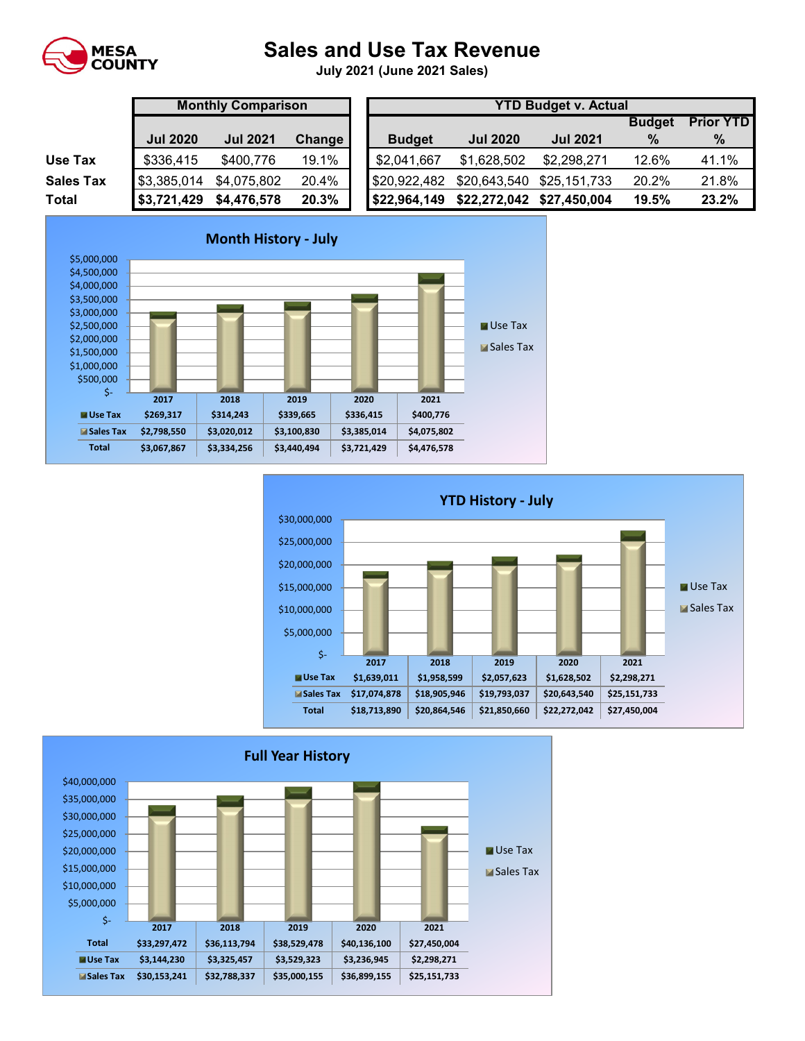MESA COUNTY

# Sales and Use Tax Revenue

**July 2021 (June 2021 Sales)**

| | Monthly Comparison | | | YTD Budget v. Actual | | | | |
|---|---|---|---|---|---|---|---|---|
| | Jul 2020 | Jul 2021 | Change | Budget | Jul 2020 | Jul 2021 | Budget % | Prior YTD % |
| **Use Tax** | $336,415 | $400,776 | 19.1% | $2,041,667 | $1,628,502 | $2,298,271 | 12.6% | 41.1% |
| **Sales Tax** | $3,385,014 | $4,075,802 | 20.4% | $20,922,482 | $20,643,540 | $25,151,733 | 20.2% | 21.8% |
| **Total** | **$3,721,429** | **$4,476,578** | **20.3%** | **$22,964,149** | **$22,272,042** | **$27,450,004** | **19.5%** | **23.2%** |

## Month History - July

| | 2017 | 2018 | 2019 | 2020 | 2021 |
|---|---|---|---|---|---|
| Use Tax | $269,317 | $314,243 | $339,665 | $336,415 | $400,776 |
| Sales Tax | $2,798,550 | $3,020,012 | $3,100,830 | $3,385,014 | $4,075,802 |
| Total | $3,067,867 | $3,334,256 | $3,440,494 | $3,721,429 | $4,476,578 |

## YTD History - July

| | 2017 | 2018 | 2019 | 2020 | 2021 |
|---|---|---|---|---|---|
| Use Tax | $1,639,011 | $1,958,599 | $2,057,623 | $1,628,502 | $2,298,271 |
| Sales Tax | $17,074,878 | $18,905,946 | $19,793,037 | $20,643,540 | $25,151,733 |
| Total | $18,713,890 | $20,864,546 | $21,850,660 | $22,272,042 | $27,450,004 |

## Full Year History

| | 2017 | 2018 | 2019 | 2020 | 2021 |
|---|---|---|---|---|---|
| Total | $33,297,472 | $36,113,794 | $38,529,478 | $40,136,100 | $27,450,004 |
| Use Tax | $3,144,230 | $3,325,457 | $3,529,323 | $3,236,945 | $2,298,271 |
| Sales Tax | $30,153,241 | $32,788,337 | $35,000,155 | $36,899,155 | $25,151,733 |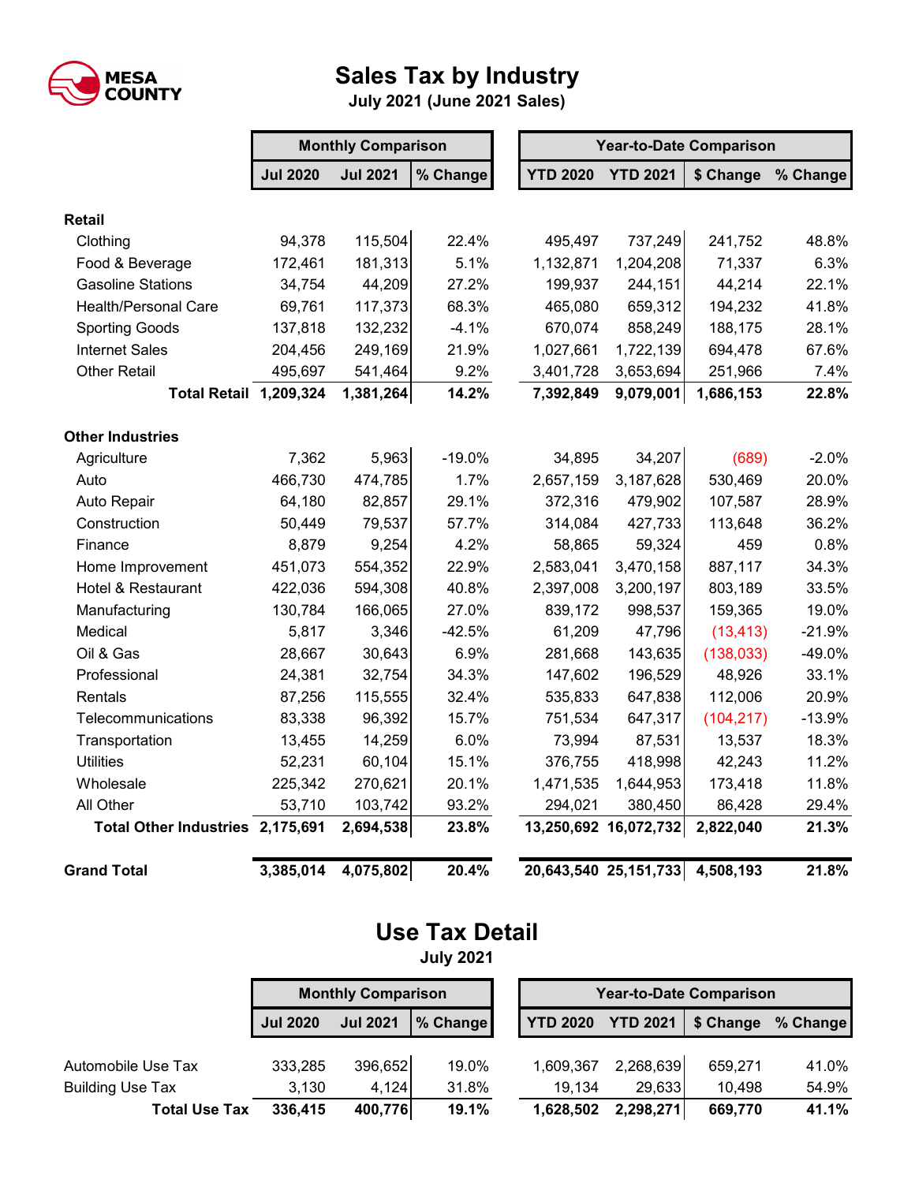MESA COUNTY

# Sales Tax by Industry

**July 2021 (June 2021 Sales)**

| | Monthly Comparison | | | Year-to-Date Comparison | | | |
|---|---|---|---|---|---|---|---|
| | **Jul 2020** | **Jul 2021** | **% Change** | **YTD 2020** | **YTD 2021** | **$ Change** | **% Change** |
| **Retail** | | | | | | | |
| Clothing | 94,378 | 115,504 | 22.4% | 495,497 | 737,249 | 241,752 | 48.8% |
| Food & Beverage | 172,461 | 181,313 | 5.1% | 1,132,871 | 1,204,208 | 71,337 | 6.3% |
| Gasoline Stations | 34,754 | 44,209 | 27.2% | 199,937 | 244,151 | 44,214 | 22.1% |
| Health/Personal Care | 69,761 | 117,373 | 68.3% | 465,080 | 659,312 | 194,232 | 41.8% |
| Sporting Goods | 137,818 | 132,232 | -4.1% | 670,074 | 858,249 | 188,175 | 28.1% |
| Internet Sales | 204,456 | 249,169 | 21.9% | 1,027,661 | 1,722,139 | 694,478 | 67.6% |
| Other Retail | 495,697 | 541,464 | 9.2% | 3,401,728 | 3,653,694 | 251,966 | 7.4% |
| **Total Retail** | **1,209,324** | **1,381,264** | **14.2%** | **7,392,849** | **9,079,001** | **1,686,153** | **22.8%** |
| **Other Industries** | | | | | | | |
| Agriculture | 7,362 | 5,963 | -19.0% | 34,895 | 34,207 | (689) | -2.0% |
| Auto | 466,730 | 474,785 | 1.7% | 2,657,159 | 3,187,628 | 530,469 | 20.0% |
| Auto Repair | 64,180 | 82,857 | 29.1% | 372,316 | 479,902 | 107,587 | 28.9% |
| Construction | 50,449 | 79,537 | 57.7% | 314,084 | 427,733 | 113,648 | 36.2% |
| Finance | 8,879 | 9,254 | 4.2% | 58,865 | 59,324 | 459 | 0.8% |
| Home Improvement | 451,073 | 554,352 | 22.9% | 2,583,041 | 3,470,158 | 887,117 | 34.3% |
| Hotel & Restaurant | 422,036 | 594,308 | 40.8% | 2,397,008 | 3,200,197 | 803,189 | 33.5% |
| Manufacturing | 130,784 | 166,065 | 27.0% | 839,172 | 998,537 | 159,365 | 19.0% |
| Medical | 5,817 | 3,346 | -42.5% | 61,209 | 47,796 | (13,413) | -21.9% |
| Oil & Gas | 28,667 | 30,643 | 6.9% | 281,668 | 143,635 | (138,033) | -49.0% |
| Professional | 24,381 | 32,754 | 34.3% | 147,602 | 196,529 | 48,926 | 33.1% |
| Rentals | 87,256 | 115,555 | 32.4% | 535,833 | 647,838 | 112,006 | 20.9% |
| Telecommunications | 83,338 | 96,392 | 15.7% | 751,534 | 647,317 | (104,217) | -13.9% |
| Transportation | 13,455 | 14,259 | 6.0% | 73,994 | 87,531 | 13,537 | 18.3% |
| Utilities | 52,231 | 60,104 | 15.1% | 376,755 | 418,998 | 42,243 | 11.2% |
| Wholesale | 225,342 | 270,621 | 20.1% | 1,471,535 | 1,644,953 | 173,418 | 11.8% |
| All Other | 53,710 | 103,742 | 93.2% | 294,021 | 380,450 | 86,428 | 29.4% |
| **Total Other Industries** | **2,175,691** | **2,694,538** | **23.8%** | **13,250,692** | **16,072,732** | **2,822,040** | **21.3%** |
| **Grand Total** | **3,385,014** | **4,075,802** | **20.4%** | **20,643,540** | **25,151,733** | **4,508,193** | **21.8%** |

# Use Tax Detail

**July 2021**

| | Monthly Comparison | | | Year-to-Date Comparison | | | |
|---|---|---|---|---|---|---|---|
| | **Jul 2020** | **Jul 2021** | **% Change** | **YTD 2020** | **YTD 2021** | **$ Change** | **% Change** |
| Automobile Use Tax | 333,285 | 396,652 | 19.0% | 1,609,367 | 2,268,639 | 659,271 | 41.0% |
| Building Use Tax | 3,130 | 4,124 | 31.8% | 19,134 | 29,633 | 10,498 | 54.9% |
| **Total Use Tax** | **336,415** | **400,776** | **19.1%** | **1,628,502** | **2,298,271** | **669,770** | **41.1%** |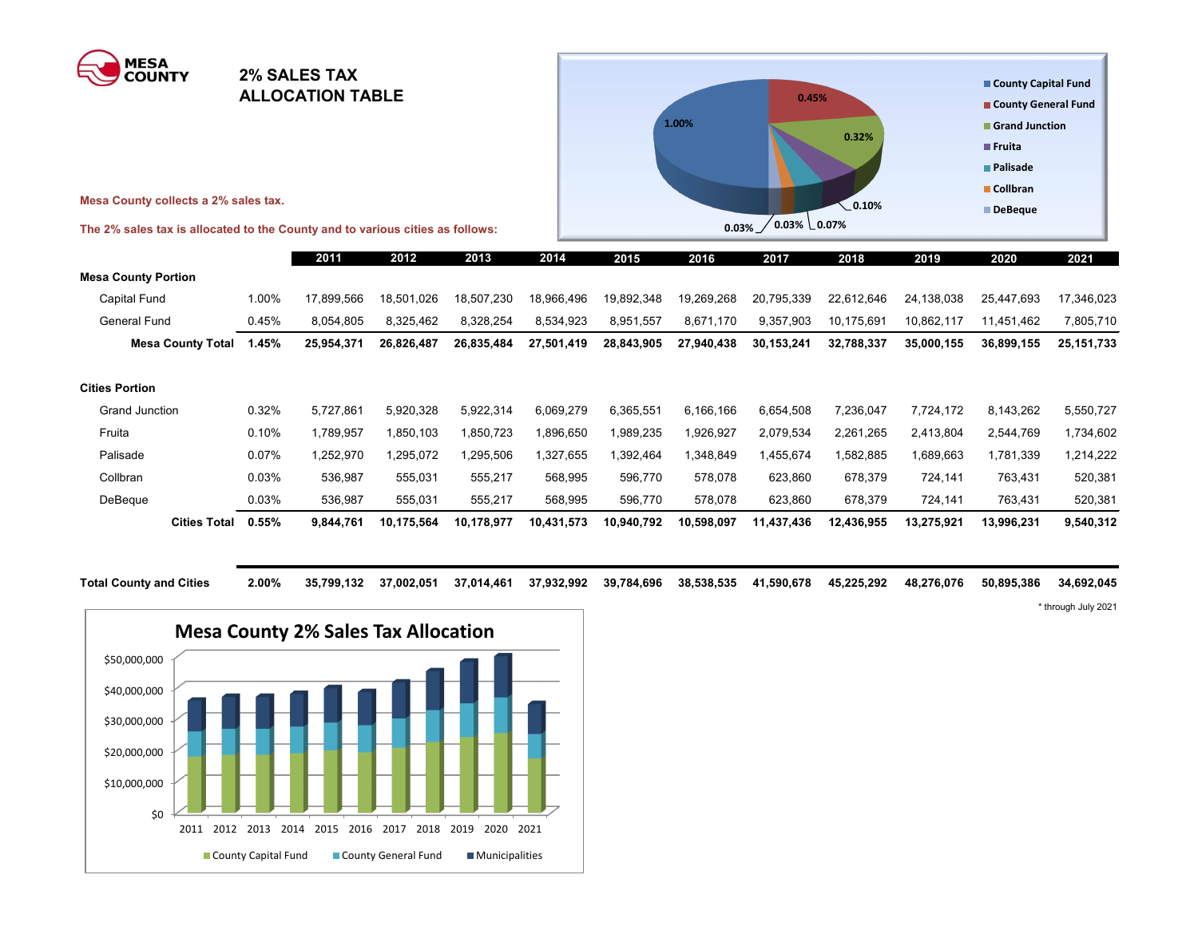MESA COUNTY

# 2% SALES TAX ALLOCATION TABLE

County Capital Fund
County General Fund
Grand Junction
Fruita
Palisade
Collbran
DeBeque

1.00%
0.45%
0.32%
0.10%
0.07%
0.03%
0.03%

**Mesa County collects a 2% sales tax.**

**The 2% sales tax is allocated to the County and to various cities as follows:**

| | | 2011 | 2012 | 2013 | 2014 | 2015 | 2016 | 2017 | 2018 | 2019 | 2020 | 2021 |
|---|---|---|---|---|---|---|---|---|---|---|---|---|
| **Mesa County Portion** | | | | | | | | | | | | |
| Capital Fund | 1.00% | 17,899,566 | 18,501,026 | 18,507,230 | 18,966,496 | 19,892,348 | 19,269,268 | 20,795,339 | 22,612,646 | 24,138,038 | 25,447,693 | 17,346,023 |
| General Fund | 0.45% | 8,054,805 | 8,325,462 | 8,328,254 | 8,534,923 | 8,951,557 | 8,671,170 | 9,357,903 | 10,175,691 | 10,862,117 | 11,451,462 | 7,805,710 |
| **Mesa County Total** | **1.45%** | **25,954,371** | **26,826,487** | **26,835,484** | **27,501,419** | **28,843,905** | **27,940,438** | **30,153,241** | **32,788,337** | **35,000,155** | **36,899,155** | **25,151,733** |
| **Cities Portion** | | | | | | | | | | | | |
| Grand Junction | 0.32% | 5,727,861 | 5,920,328 | 5,922,314 | 6,069,279 | 6,365,551 | 6,166,166 | 6,654,508 | 7,236,047 | 7,724,172 | 8,143,262 | 5,550,727 |
| Fruita | 0.10% | 1,789,957 | 1,850,103 | 1,850,723 | 1,896,650 | 1,989,235 | 1,926,927 | 2,079,534 | 2,261,265 | 2,413,804 | 2,544,769 | 1,734,602 |
| Palisade | 0.07% | 1,252,970 | 1,295,072 | 1,295,506 | 1,327,655 | 1,392,464 | 1,348,849 | 1,455,674 | 1,582,885 | 1,689,663 | 1,781,339 | 1,214,222 |
| Collbran | 0.03% | 536,987 | 555,031 | 555,217 | 568,995 | 596,770 | 578,078 | 623,860 | 678,379 | 724,141 | 763,431 | 520,381 |
| DeBeque | 0.03% | 536,987 | 555,031 | 555,217 | 568,995 | 596,770 | 578,078 | 623,860 | 678,379 | 724,141 | 763,431 | 520,381 |
| **Cities Total** | **0.55%** | **9,844,761** | **10,175,564** | **10,178,977** | **10,431,573** | **10,940,792** | **10,598,097** | **11,437,436** | **12,436,955** | **13,275,921** | **13,996,231** | **9,540,312** |
| **Total County and Cities** | **2.00%** | **35,799,132** | **37,002,051** | **37,014,461** | **37,932,992** | **39,784,696** | **38,538,535** | **41,590,678** | **45,225,292** | **48,276,076** | **50,895,386** | **34,692,045** |

\* through July 2021

**Mesa County 2% Sales Tax Allocation**

$50,000,000
$40,000,000
$30,000,000
$20,000,000
$10,000,000
$0

2011 2012 2013 2014 2015 2016 2017 2018 2019 2020 2021

County Capital Fund
County General Fund
Municipalities